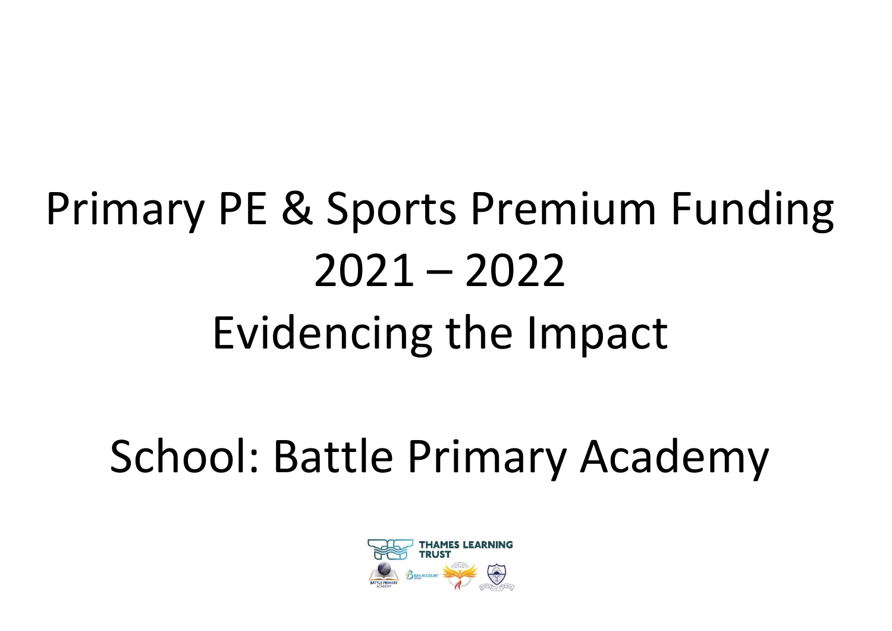# Primary PE & Sports Premium Funding 2021 – 2022 Evidencing the Impact

## School: Battle Primary Academy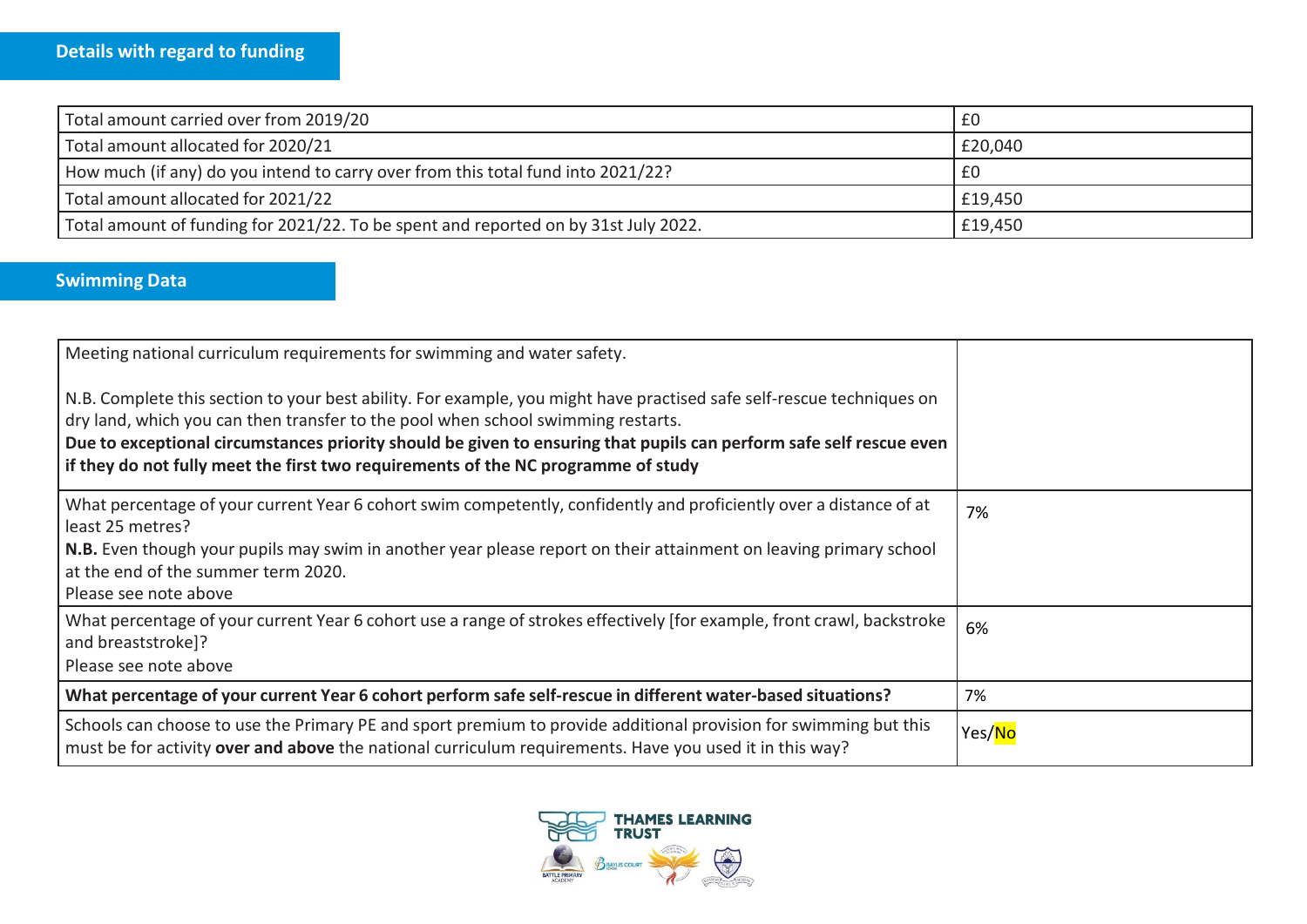## Details with regard to funding

| | |
|---|---|
| Total amount carried over from 2019/20 | £0 |
| Total amount allocated for 2020/21 | £20,040 |
| How much (if any) do you intend to carry over from this total fund into 2021/22? | £0 |
| Total amount allocated for 2021/22 | £19,450 |
| Total amount of funding for 2021/22. To be spent and reported on by 31st July 2022. | £19,450 |

## Swimming Data

| | |
|---|---|
| Meeting national curriculum requirements for swimming and water safety.<br><br>N.B. Complete this section to your best ability. For example, you might have practised safe self-rescue techniques on dry land, which you can then transfer to the pool when school swimming restarts.<br>**Due to exceptional circumstances priority should be given to ensuring that pupils can perform safe self rescue even if they do not fully meet the first two requirements of the NC programme of study** | |
| What percentage of your current Year 6 cohort swim competently, confidently and proficiently over a distance of at least 25 metres?<br>**N.B.** Even though your pupils may swim in another year please report on their attainment on leaving primary school at the end of the summer term 2020.<br>Please see note above | 7% |
| What percentage of your current Year 6 cohort use a range of strokes effectively [for example, front crawl, backstroke and breaststroke]?<br>Please see note above | 6% |
| **What percentage of your current Year 6 cohort perform safe self-rescue in different water-based situations?** | 7% |
| Schools can choose to use the Primary PE and sport premium to provide additional provision for swimming but this must be for activity **over and above** the national curriculum requirements. Have you used it in this way? | Yes/No |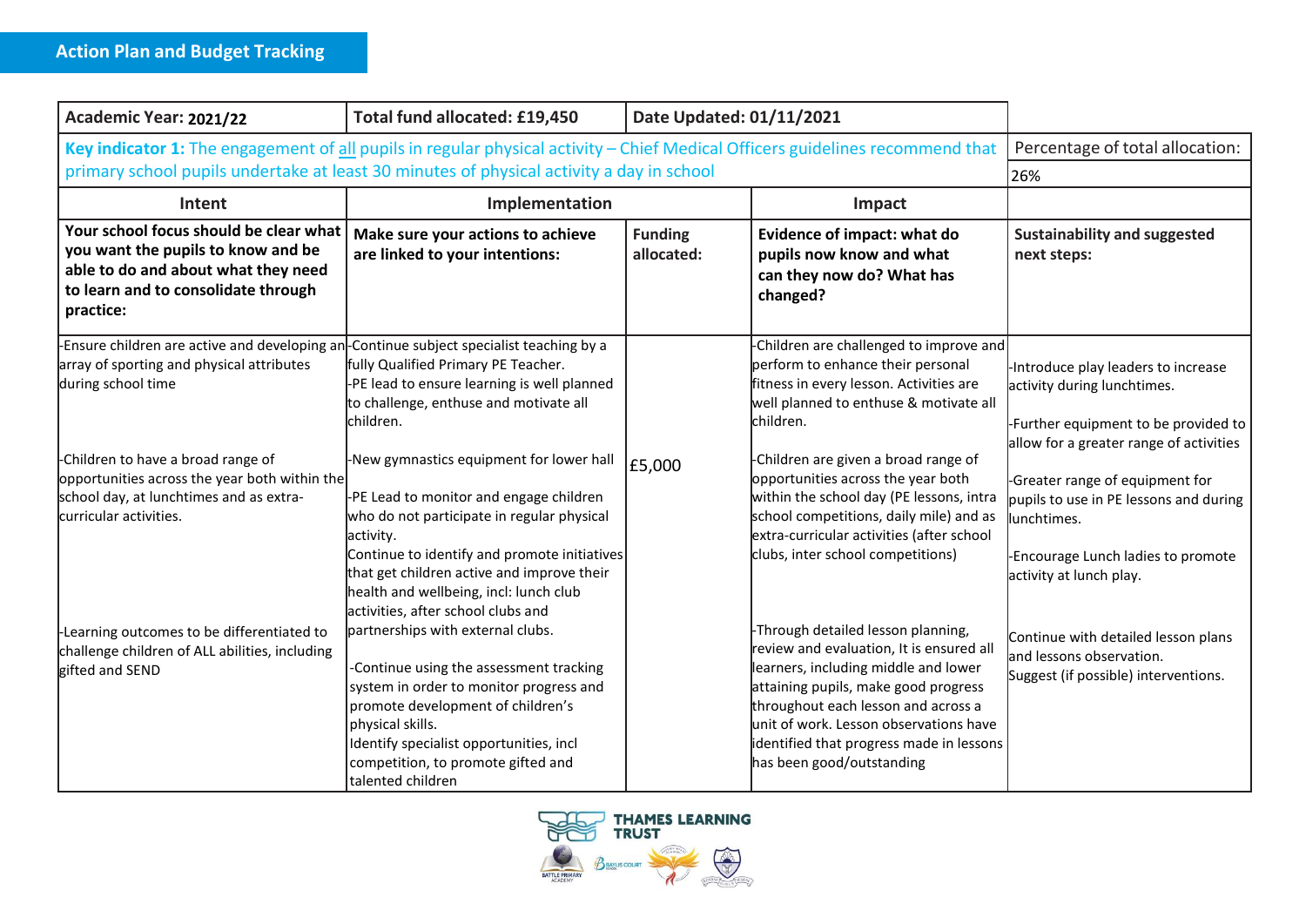## Action Plan and Budget Tracking

| Academic Year: 2021/22 | Total fund allocated: £19,450 | Date Updated: 01/11/2021 | | |
|---|---|---|---|---|
| **Key indicator 1:** The engagement of all pupils in regular physical activity – Chief Medical Officers guidelines recommend that primary school pupils undertake at least 30 minutes of physical activity a day in school | | | | Percentage of total allocation: 26% |
| **Intent** | **Implementation** | | **Impact** | |
| **Your school focus should be clear what you want the pupils to know and be able to do and about what they need to learn and to consolidate through practice:** | **Make sure your actions to achieve are linked to your intentions:** | **Funding allocated:** | **Evidence of impact: what do pupils now know and what can they now do? What has changed?** | **Sustainability and suggested next steps:** |
| -Ensure children are active and developing an array of sporting and physical attributes during school time<br><br>-Children to have a broad range of opportunities across the year both within the school day, at lunchtimes and as extra-curricular activities.<br><br>-Learning outcomes to be differentiated to challenge children of ALL abilities, including gifted and SEND | -Continue subject specialist teaching by a fully Qualified Primary PE Teacher.<br>-PE lead to ensure learning is well planned to challenge, enthuse and motivate all children.<br><br>-New gymnastics equipment for lower hall<br><br>-PE Lead to monitor and engage children who do not participate in regular physical activity.<br>Continue to identify and promote initiatives that get children active and improve their health and wellbeing, incl: lunch club activities, after school clubs and partnerships with external clubs.<br><br>-Continue using the assessment tracking system in order to monitor progress and promote development of children's physical skills.<br>Identify specialist opportunities, incl competition, to promote gifted and talented children | £5,000 | -Children are challenged to improve and perform to enhance their personal fitness in every lesson. Activities are well planned to enthuse & motivate all children.<br><br>-Children are given a broad range of opportunities across the year both within the school day (PE lessons, intra school competitions, daily mile) and as extra-curricular activities (after school clubs, inter school competitions)<br><br>-Through detailed lesson planning, review and evaluation, It is ensured all learners, including middle and lower attaining pupils, make good progress throughout each lesson and across a unit of work. Lesson observations have identified that progress made in lessons has been good/outstanding | -Introduce play leaders to increase activity during lunchtimes.<br><br>-Further equipment to be provided to allow for a greater range of activities<br><br>-Greater range of equipment for pupils to use in PE lessons and during lunchtimes.<br><br>-Encourage Lunch ladies to promote activity at lunch play.<br><br>Continue with detailed lesson plans and lessons observation.<br>Suggest (if possible) interventions. |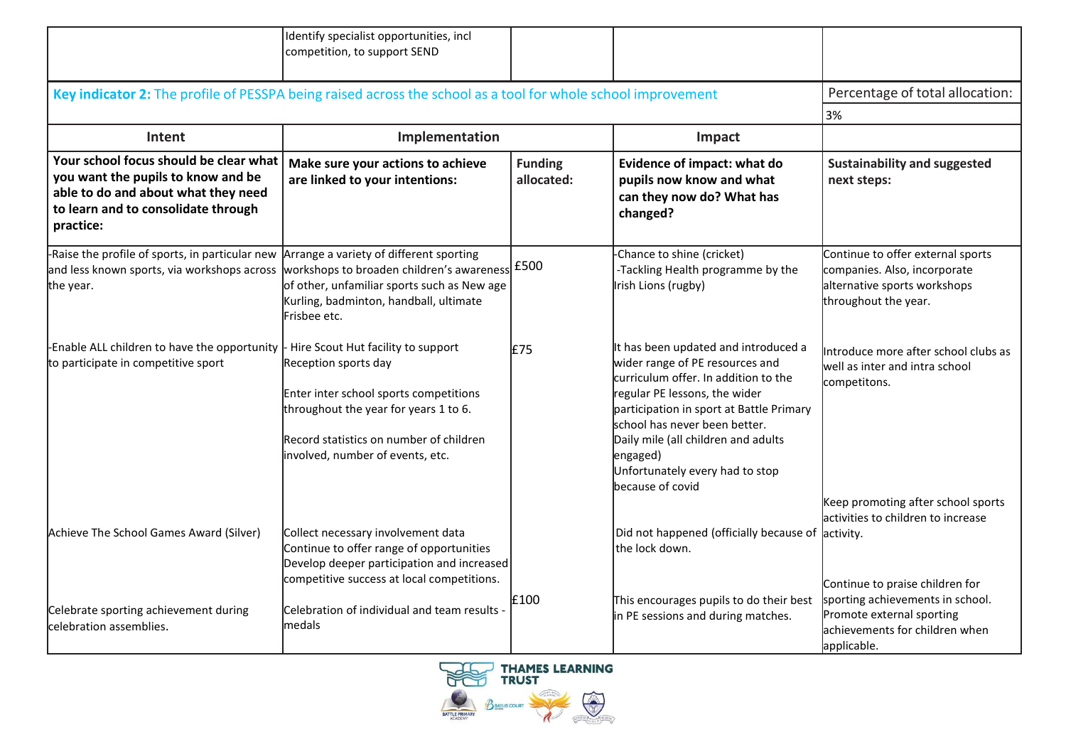| | Identify specialist opportunities, incl competition, to support SEND | | | |
|---|---|---|---|---|

**Key indicator 2:** The profile of PESSPA being raised across the school as a tool for whole school improvement

| Percentage of total allocation: |
|---|
| 3% |

| Intent | Implementation | | Impact | |
|---|---|---|---|---|
| **Your school focus should be clear what you want the pupils to know and be able to do and about what they need to learn and to consolidate through practice:** | **Make sure your actions to achieve are linked to your intentions:** | **Funding allocated:** | **Evidence of impact: what do pupils now know and what can they now do? What has changed?** | **Sustainability and suggested next steps:** |
| -Raise the profile of sports, in particular new and less known sports, via workshops across the year. | Arrange a variety of different sporting workshops to broaden children's awareness of other, unfamiliar sports such as New age Kurling, badminton, handball, ultimate Frisbee etc. | £500 | -Chance to shine (cricket)<br>-Tackling Health programme by the Irish Lions (rugby) | Continue to offer external sports companies. Also, incorporate alternative sports workshops throughout the year. |
| -Enable ALL children to have the opportunity to participate in competitive sport | - Hire Scout Hut facility to support Reception sports day<br><br>Enter inter school sports competitions throughout the year for years 1 to 6.<br><br>Record statistics on number of children involved, number of events, etc. | £75 | It has been updated and introduced a wider range of PE resources and curriculum offer. In addition to the regular PE lessons, the wider participation in sport at Battle Primary school has never been better.<br>Daily mile (all children and adults engaged)<br>Unfortunately every had to stop because of covid | Introduce more after school clubs as well as inter and intra school competitons. |
| Achieve The School Games Award (Silver) | Collect necessary involvement data<br>Continue to offer range of opportunities<br>Develop deeper participation and increased competitive success at local competitions. | | Did not happened (officially because of the lock down. | Keep promoting after school sports activities to children to increase activity. |
| Celebrate sporting achievement during celebration assemblies. | Celebration of individual and team results - medals | £100 | This encourages pupils to do their best in PE sessions and during matches. | Continue to praise children for sporting achievements in school. Promote external sporting achievements for children when applicable. |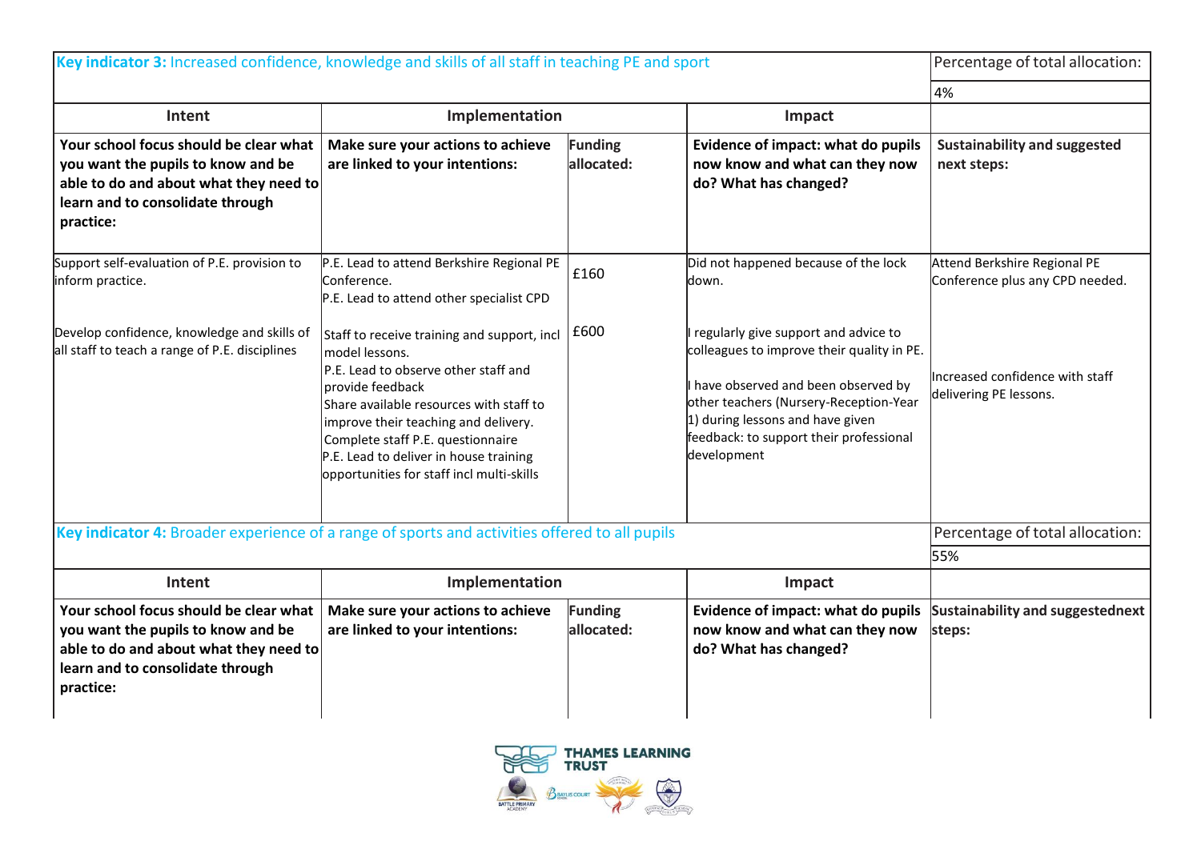| **Key indicator 3:** Increased confidence, knowledge and skills of all staff in teaching PE and sport | | | | Percentage of total allocation: |
|---|---|---|---|---|
| | | | | 4% |
| **Intent** | **Implementation** | | **Impact** | |
| **Your school focus should be clear what you want the pupils to know and be able to do and about what they need to learn and to consolidate through practice:** | **Make sure your actions to achieve are linked to your intentions:** | **Funding allocated:** | **Evidence of impact: what do pupils now know and what can they now do? What has changed?** | **Sustainability and suggested next steps:** |
| Support self-evaluation of P.E. provision to inform practice. | P.E. Lead to attend Berkshire Regional PE Conference.<br>P.E. Lead to attend other specialist CPD | £160 | Did not happened because of the lock down. | Attend Berkshire Regional PE Conference plus any CPD needed. |
| Develop confidence, knowledge and skills of all staff to teach a range of P.E. disciplines | Staff to receive training and support, incl model lessons.<br>P.E. Lead to observe other staff and provide feedback<br>Share available resources with staff to improve their teaching and delivery.<br>Complete staff P.E. questionnaire<br>P.E. Lead to deliver in house training opportunities for staff incl multi-skills | £600 | I regularly give support and advice to colleagues to improve their quality in PE.<br><br>I have observed and been observed by other teachers (Nursery-Reception-Year 1) during lessons and have given feedback: to support their professional development | Increased confidence with staff delivering PE lessons. |

| **Key indicator 4:** Broader experience of a range of sports and activities offered to all pupils | | | | Percentage of total allocation: |
|---|---|---|---|---|
| | | | | 55% |
| **Intent** | **Implementation** | | **Impact** | |
| **Your school focus should be clear what you want the pupils to know and be able to do and about what they need to learn and to consolidate through practice:** | **Make sure your actions to achieve are linked to your intentions:** | **Funding allocated:** | **Evidence of impact: what do pupils now know and what can they now do? What has changed?** | **Sustainability and suggestednext steps:** |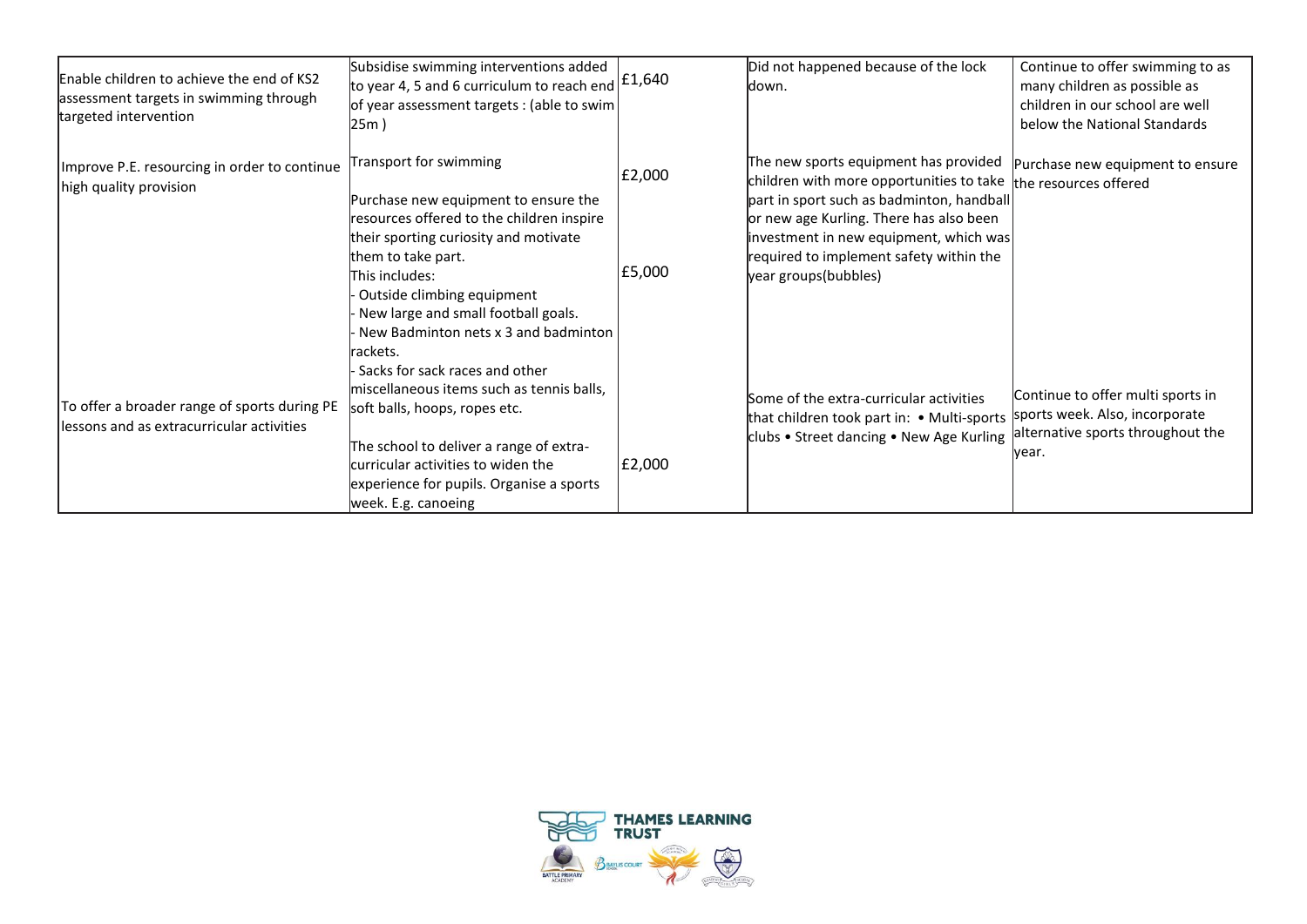| | | | | |
|---|---|---|---|---|
| Enable children to achieve the end of KS2 assessment targets in swimming through targeted intervention | Subsidise swimming interventions added to year 4, 5 and 6 curriculum to reach end of year assessment targets : (able to swim 25m ) | £1,640 | Did not happened because of the lock down. | Continue to offer swimming to as many children as possible as children in our school are well below the National Standards |
| Improve P.E. resourcing in order to continue high quality provision | Transport for swimming | £2,000 | The new sports equipment has provided children with more opportunities to take part in sport such as badminton, handball or new age Kurling. There has also been investment in new equipment, which was required to implement safety within the year groups(bubbles) | Purchase new equipment to ensure the resources offered |
| | Purchase new equipment to ensure the resources offered to the children inspire their sporting curiosity and motivate them to take part.<br>This includes:<br>- Outside climbing equipment<br>- New large and small football goals.<br>- New Badminton nets x 3 and badminton rackets.<br>- Sacks for sack races and other miscellaneous items such as tennis balls, soft balls, hoops, ropes etc. | £5,000 | | |
| To offer a broader range of sports during PE lessons and as extracurricular activities | The school to deliver a range of extra-curricular activities to widen the experience for pupils. Organise a sports week. E.g. canoeing | £2,000 | Some of the extra-curricular activities that children took part in: • Multi-sports clubs • Street dancing • New Age Kurling | Continue to offer multi sports in sports week. Also, incorporate alternative sports throughout the year. |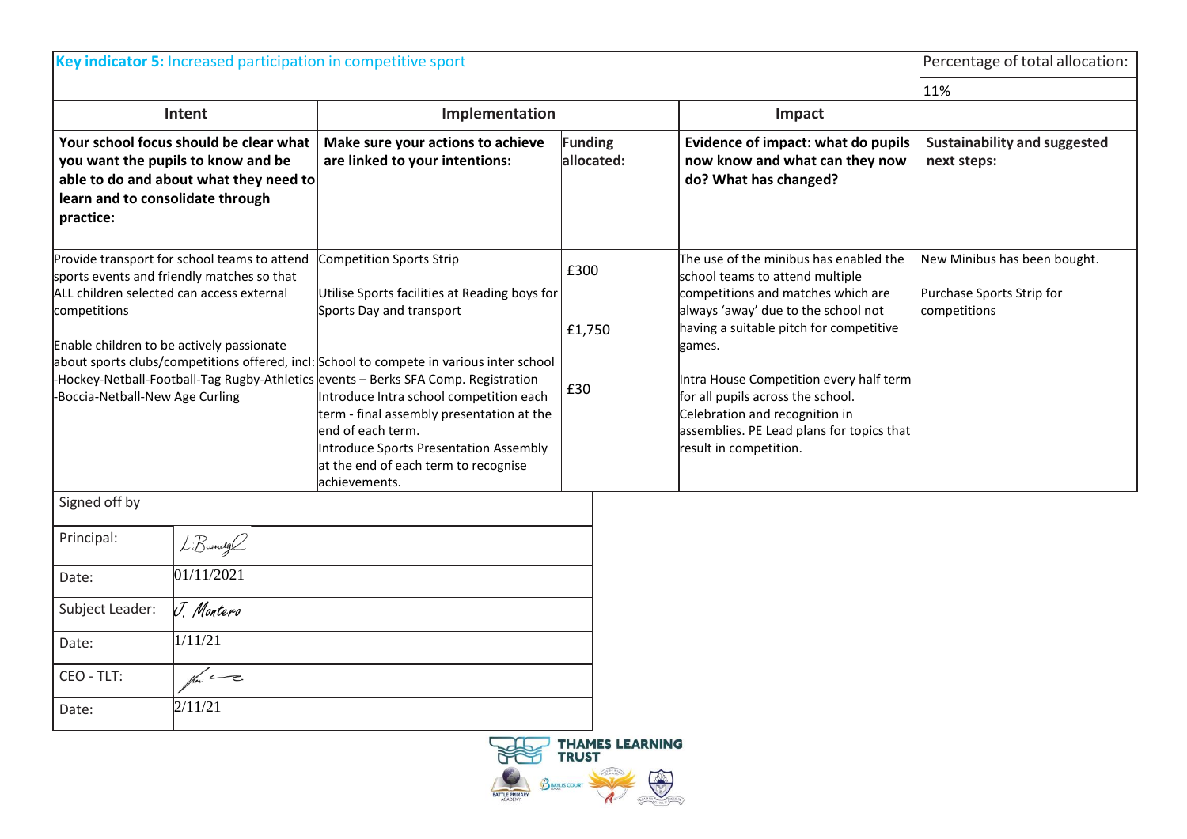| **Key indicator 5:** Increased participation in competitive sport | | | | Percentage of total allocation: |
|---|---|---|---|---|
| | | | | 11% |
| **Intent** | **Implementation** | | **Impact** | |
| **Your school focus should be clear what you want the pupils to know and be able to do and about what they need to learn and to consolidate through practice:** | **Make sure your actions to achieve are linked to your intentions:** | **Funding allocated:** | **Evidence of impact: what do pupils now know and what can they now do? What has changed?** | **Sustainability and suggested next steps:** |
| Provide transport for school teams to attend sports events and friendly matches so that ALL children selected can access external competitions<br><br>Enable children to be actively passionate about sports clubs/competitions offered, incl:<br>-Hockey-Netball-Football-Tag Rugby-Athletics<br>-Boccia-Netball-New Age Curling | Competition Sports Strip<br><br>Utilise Sports facilities at Reading boys for Sports Day and transport<br><br>School to compete in various inter school events – Berks SFA Comp. Registration<br>Introduce Intra school competition each term - final assembly presentation at the end of each term.<br>Introduce Sports Presentation Assembly at the end of each term to recognise achievements. | £300<br><br>£1,750<br><br>£30 | The use of the minibus has enabled the school teams to attend multiple competitions and matches which are always 'away' due to the school not having a suitable pitch for competitive games.<br><br>Intra House Competition every half term for all pupils across the school. Celebration and recognition in assemblies. PE Lead plans for topics that result in competition. | New Minibus has been bought.<br><br>Purchase Sports Strip for competitions |

| Signed off by | |
|---|---|
| Principal: | L.Burndge |
| Date: | 01/11/2021 |
| Subject Leader: | J. Montero |
| Date: | 1/11/21 |
| CEO - TLT: | [signature] |
| Date: | 2/11/21 |

THAMES LEARNING TRUST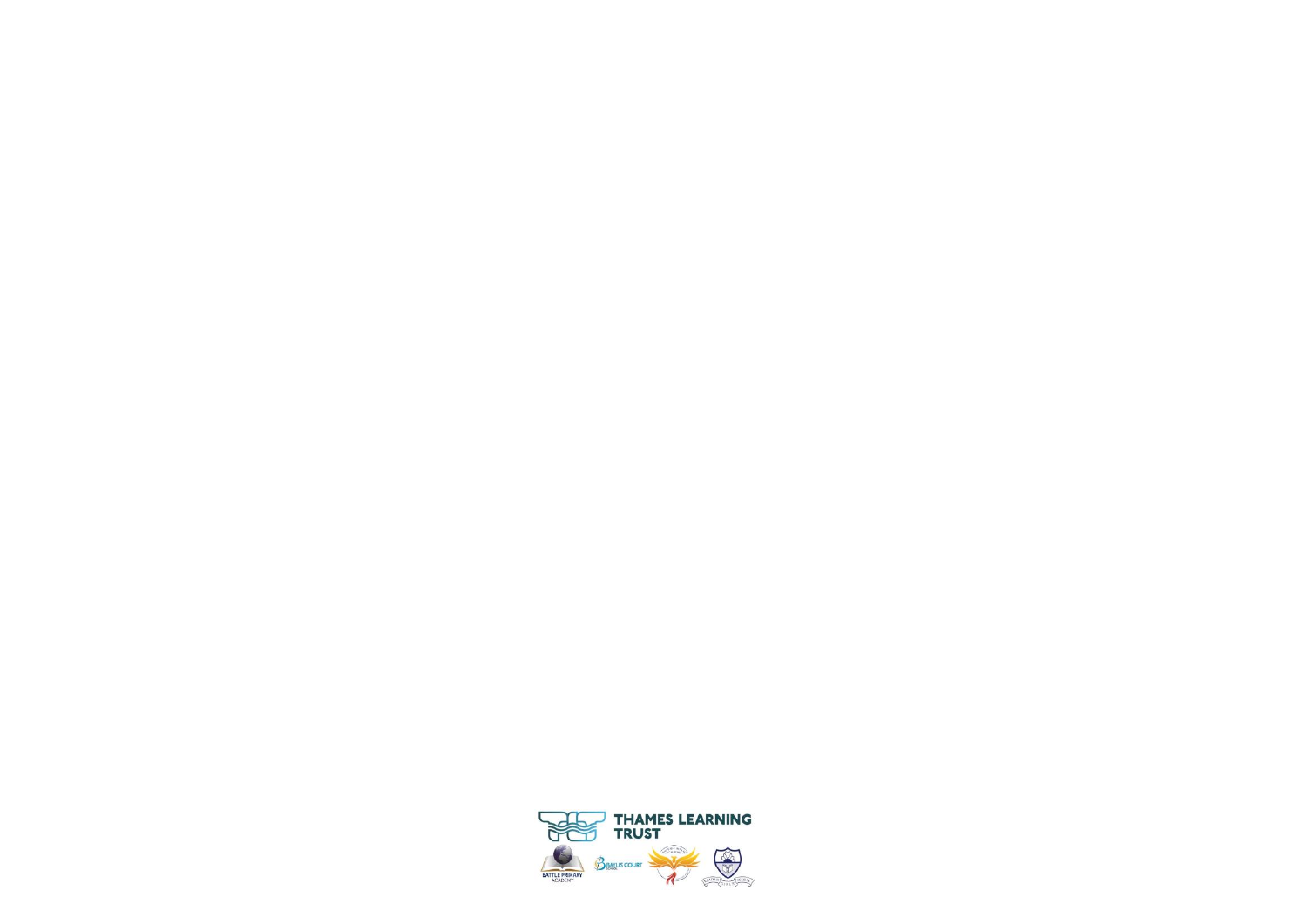THAMES LEARNING TRUST

BATTLE PRIMARY ACADEMY

BAYLIS COURT SCHOOL